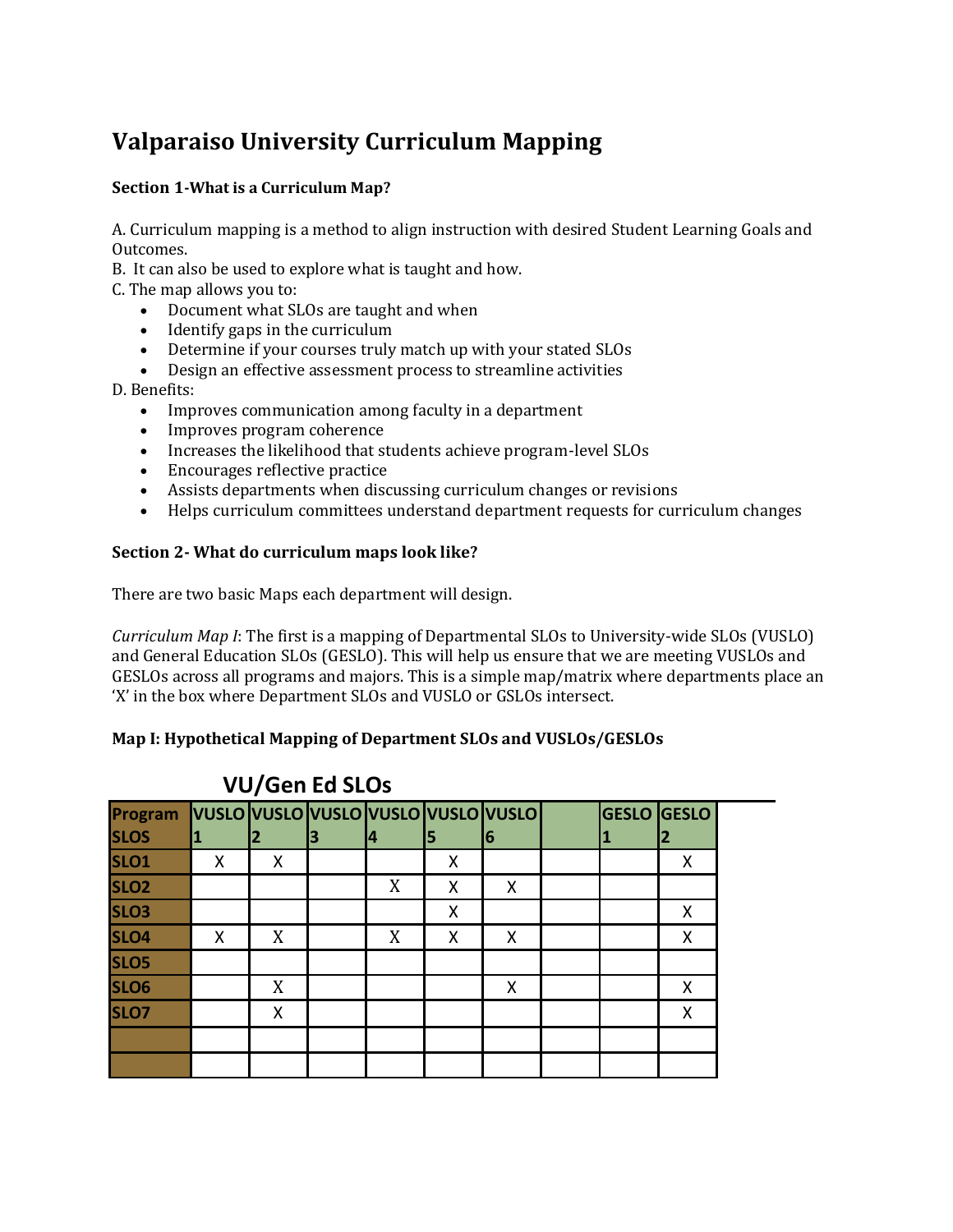# Valparaiso University Curriculum Mapping

**Section 1-What is a Curriculum Map?**

A. Curriculum mapping is a method to align instruction with desired Student Learning Goals and Outcomes.
B. It can also be used to explore what is taught and how.
C. The map allows you to:

- Document what SLOs are taught and when
- Identify gaps in the curriculum
- Determine if your courses truly match up with your stated SLOs
- Design an effective assessment process to streamline activities

D. Benefits:

- Improves communication among faculty in a department
- Improves program coherence
- Increases the likelihood that students achieve program-level SLOs
- Encourages reflective practice
- Assists departments when discussing curriculum changes or revisions
- Helps curriculum committees understand department requests for curriculum changes

**Section 2- What do curriculum maps look like?**

There are two basic Maps each department will design.

*Curriculum Map I*: The first is a mapping of Departmental SLOs to University-wide SLOs (VUSLO) and General Education SLOs (GESLO). This will help us ensure that we are meeting VUSLOs and GESLOs across all programs and majors. This is a simple map/matrix where departments place an 'X' in the box where Department SLOs and VUSLO or GSLOs intersect.

**Map I: Hypothetical Mapping of Department SLOs and VUSLOs/GESLOs**

**VU/Gen Ed SLOs**

| Program SLOS | VUSLO 1 | VUSLO 2 | VUSLO 3 | VUSLO 4 | VUSLO 5 | VUSLO 6 | | GESLO 1 | GESLO 2 |
|---|---|---|---|---|---|---|---|---|---|
| SLO1 | X | X | | | X | | | | X |
| SLO2 | | | | X | X | X | | | |
| SLO3 | | | | | X | | | | X |
| SLO4 | X | X | | X | X | X | | | X |
| SLO5 | | | | | | | | | |
| SLO6 | | X | | | | X | | | X |
| SLO7 | | X | | | | | | | X |
| | | | | | | | | | |
| | | | | | | | | | |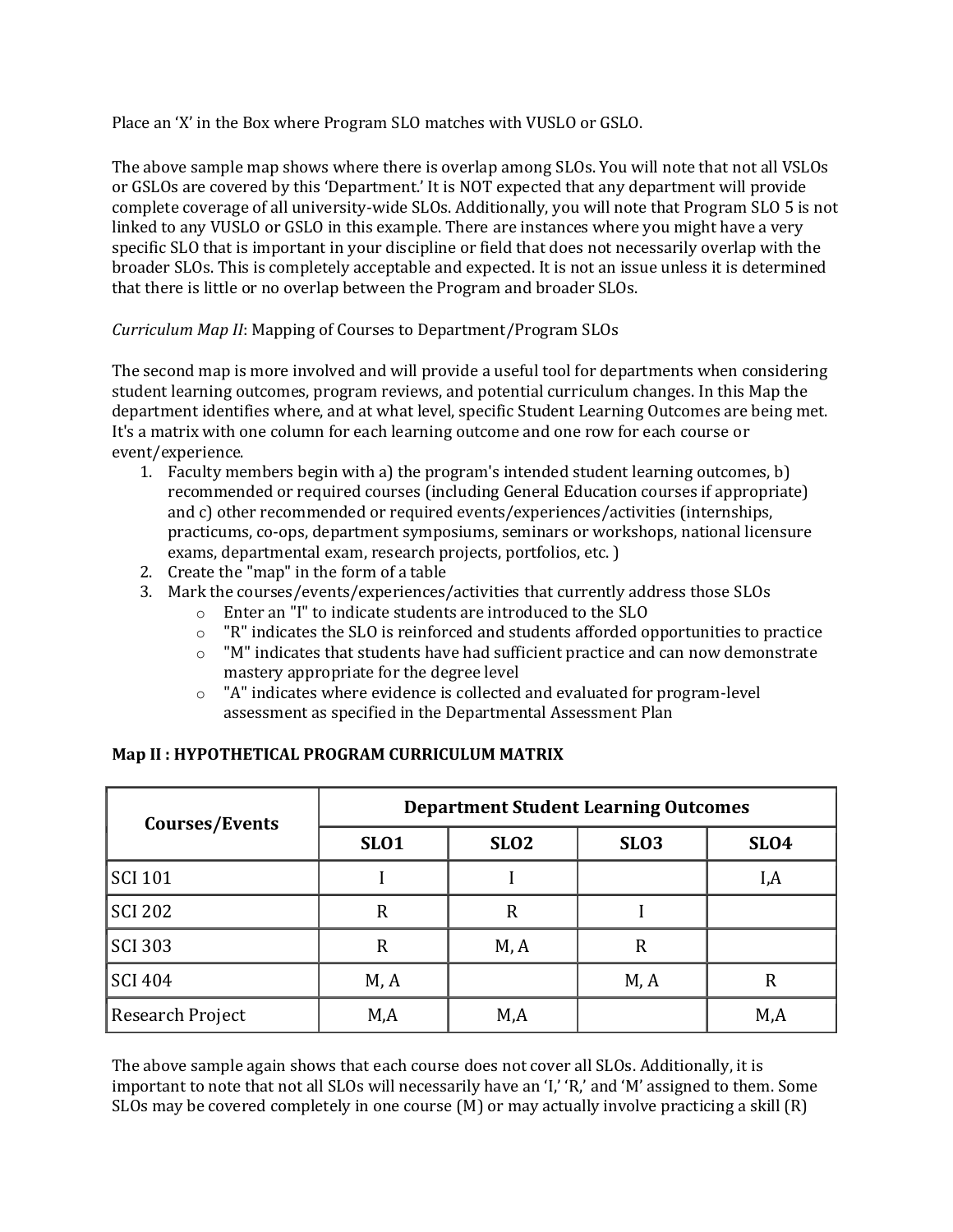Place an 'X' in the Box where Program SLO matches with VUSLO or GSLO.

The above sample map shows where there is overlap among SLOs. You will note that not all VSLOs or GSLOs are covered by this 'Department.' It is NOT expected that any department will provide complete coverage of all university-wide SLOs. Additionally, you will note that Program SLO 5 is not linked to any VUSLO or GSLO in this example. There are instances where you might have a very specific SLO that is important in your discipline or field that does not necessarily overlap with the broader SLOs. This is completely acceptable and expected. It is not an issue unless it is determined that there is little or no overlap between the Program and broader SLOs.

*Curriculum Map II*: Mapping of Courses to Department/Program SLOs

The second map is more involved and will provide a useful tool for departments when considering student learning outcomes, program reviews, and potential curriculum changes. In this Map the department identifies where, and at what level, specific Student Learning Outcomes are being met. It's a matrix with one column for each learning outcome and one row for each course or event/experience.

1. Faculty members begin with a) the program's intended student learning outcomes, b) recommended or required courses (including General Education courses if appropriate) and c) other recommended or required events/experiences/activities (internships, practicums, co-ops, department symposiums, seminars or workshops, national licensure exams, departmental exam, research projects, portfolios, etc. )
2. Create the "map" in the form of a table
3. Mark the courses/events/experiences/activities that currently address those SLOs
   - Enter an "I" to indicate students are introduced to the SLO
   - "R" indicates the SLO is reinforced and students afforded opportunities to practice
   - "M" indicates that students have had sufficient practice and can now demonstrate mastery appropriate for the degree level
   - "A" indicates where evidence is collected and evaluated for program-level assessment as specified in the Departmental Assessment Plan

**Map II : HYPOTHETICAL PROGRAM CURRICULUM MATRIX**

| Courses/Events | Department Student Learning Outcomes | | | |
|---|---|---|---|---|
| | **SLO1** | **SLO2** | **SLO3** | **SLO4** |
| SCI 101 | I | I | | I,A |
| SCI 202 | R | R | I | |
| SCI 303 | R | M, A | R | |
| SCI 404 | M, A | | M, A | R |
| Research Project | M,A | M,A | | M,A |

The above sample again shows that each course does not cover all SLOs. Additionally, it is important to note that not all SLOs will necessarily have an 'I,' 'R,' and 'M' assigned to them. Some SLOs may be covered completely in one course (M) or may actually involve practicing a skill (R)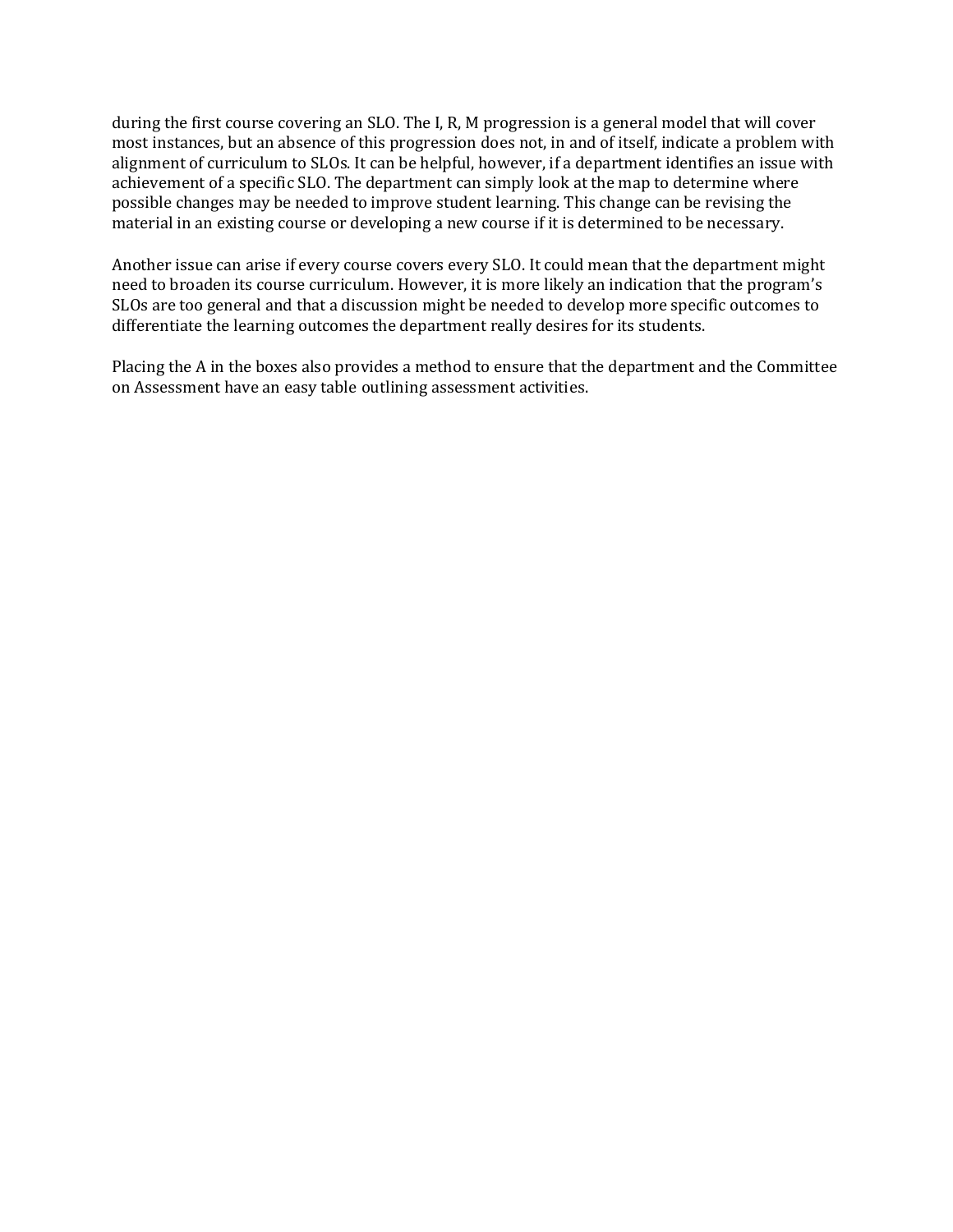during the first course covering an SLO. The I, R, M progression is a general model that will cover most instances, but an absence of this progression does not, in and of itself, indicate a problem with alignment of curriculum to SLOs. It can be helpful, however, if a department identifies an issue with achievement of a specific SLO. The department can simply look at the map to determine where possible changes may be needed to improve student learning. This change can be revising the material in an existing course or developing a new course if it is determined to be necessary.

Another issue can arise if every course covers every SLO. It could mean that the department might need to broaden its course curriculum. However, it is more likely an indication that the program's SLOs are too general and that a discussion might be needed to develop more specific outcomes to differentiate the learning outcomes the department really desires for its students.

Placing the A in the boxes also provides a method to ensure that the department and the Committee on Assessment have an easy table outlining assessment activities.